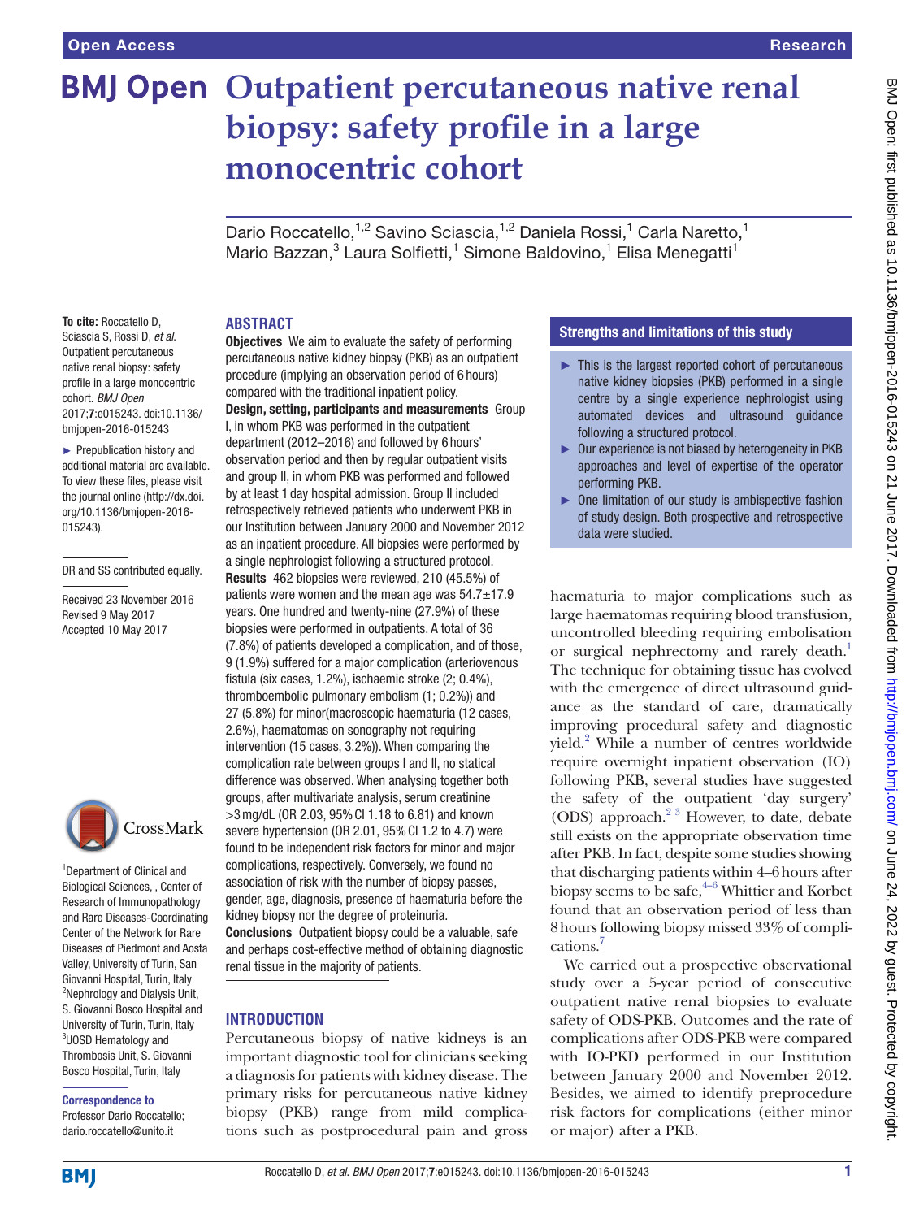# Outpatient percutaneous native renal biopsy: safety profile in a large monocentric cohort

Dario Roccatello,[1,2] Savino Sciascia,[1,2] Daniela Rossi,[1] Carla Naretto,[1] Mario Bazzan,[3] Laura Solfietti,[1] Simone Baldovino,[1] Elisa Menegatti[1]

**To cite:** Roccatello D, Sciascia S, Rossi D, *et al*. Outpatient percutaneous native renal biopsy: safety profile in a large monocentric cohort. *BMJ Open* 2017;**7**:e015243. doi:10.1136/bmjopen-2016-015243

► Prepublication history and additional material are available. To view these files, please visit the journal online (http://dx.doi.org/10.1136/bmjopen-2016-015243).

DR and SS contributed equally.

Received 23 November 2016
Revised 9 May 2017
Accepted 10 May 2017

[1]Department of Clinical and Biological Sciences, , Center of Research of Immunopathology and Rare Diseases-Coordinating Center of the Network for Rare Diseases of Piedmont and Aosta Valley, University of Turin, San Giovanni Hospital, Turin, Italy
[2]Nephrology and Dialysis Unit, S. Giovanni Bosco Hospital and University of Turin, Turin, Italy
[3]UOSD Hematology and Thrombosis Unit, S. Giovanni Bosco Hospital, Turin, Italy

**Correspondence to**
Professor Dario Roccatello; dario.roccatello@unito.it

## ABSTRACT

**Objectives** We aim to evaluate the safety of performing percutaneous native kidney biopsy (PKB) as an outpatient procedure (implying an observation period of 6 hours) compared with the traditional inpatient policy.

**Design, setting, participants and measurements** Group I, in whom PKB was performed in the outpatient department (2012–2016) and followed by 6 hours' observation period and then by regular outpatient visits and group II, in whom PKB was performed and followed by at least 1 day hospital admission. Group II included retrospectively retrieved patients who underwent PKB in our Institution between January 2000 and November 2012 as an inpatient procedure. All biopsies were performed by a single nephrologist following a structured protocol.

**Results** 462 biopsies were reviewed, 210 (45.5%) of patients were women and the mean age was 54.7±17.9 years. One hundred and twenty-nine (27.9%) of these biopsies were performed in outpatients. A total of 36 (7.8%) of patients developed a complication, and of those, 9 (1.9%) suffered for a major complication (arteriovenous fistula (six cases, 1.2%), ischaemic stroke (2; 0.4%), thromboembolic pulmonary embolism (1; 0.2%)) and 27 (5.8%) for minor(macroscopic haematuria (12 cases, 2.6%), haematomas on sonography not requiring intervention (15 cases, 3.2%)). When comparing the complication rate between groups I and II, no statical difference was observed. When analysing together both groups, after multivariate analysis, serum creatinine >3 mg/dL (OR 2.03, 95% CI 1.18 to 6.81) and known severe hypertension (OR 2.01, 95% CI 1.2 to 4.7) were found to be independent risk factors for minor and major complications, respectively. Conversely, we found no association of risk with the number of biopsy passes, gender, age, diagnosis, presence of haematuria before the kidney biopsy nor the degree of proteinuria.

**Conclusions** Outpatient biopsy could be a valuable, safe and perhaps cost-effective method of obtaining diagnostic renal tissue in the majority of patients.

## Strengths and limitations of this study

- This is the largest reported cohort of percutaneous native kidney biopsies (PKB) performed in a single centre by a single experience nephrologist using automated devices and ultrasound guidance following a structured protocol.
- Our experience is not biased by heterogeneity in PKB approaches and level of expertise of the operator performing PKB.
- One limitation of our study is ambispective fashion of study design. Both prospective and retrospective data were studied.

## INTRODUCTION

Percutaneous biopsy of native kidneys is an important diagnostic tool for clinicians seeking a diagnosis for patients with kidney disease. The primary risks for percutaneous native kidney biopsy (PKB) range from mild complications such as postprocedural pain and gross haematuria to major complications such as large haematomas requiring blood transfusion, uncontrolled bleeding requiring embolisation or surgical nephrectomy and rarely death.[1] The technique for obtaining tissue has evolved with the emergence of direct ultrasound guidance as the standard of care, dramatically improving procedural safety and diagnostic yield.[2] While a number of centres worldwide require overnight inpatient observation (IO) following PKB, several studies have suggested the safety of the outpatient 'day surgery' (ODS) approach.[2 3] However, to date, debate still exists on the appropriate observation time after PKB. In fact, despite some studies showing that discharging patients within 4–6 hours after biopsy seems to be safe,[4–6] Whittier and Korbet found that an observation period of less than 8 hours following biopsy missed 33% of complications.[7]

We carried out a prospective observational study over a 5-year period of consecutive outpatient native renal biopsies to evaluate safety of ODS-PKB. Outcomes and the rate of complications after ODS-PKB were compared with IO-PKD performed in our Institution between January 2000 and November 2012. Besides, we aimed to identify preprocedure risk factors for complications (either minor or major) after a PKB.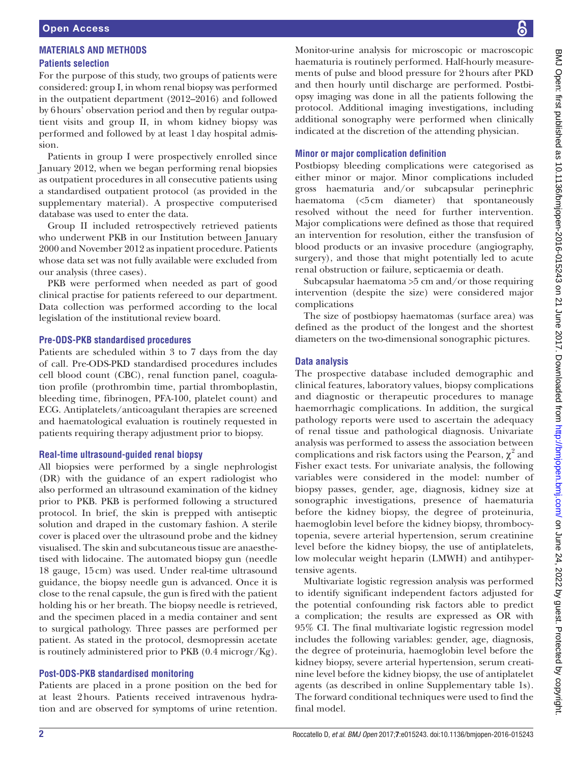## MATERIALS AND METHODS

### Patients selection

For the purpose of this study, two groups of patients were considered: group I, in whom renal biopsy was performed in the outpatient department (2012–2016) and followed by 6 hours' observation period and then by regular outpatient visits and group II, in whom kidney biopsy was performed and followed by at least 1 day hospital admission.

Patients in group I were prospectively enrolled since January 2012, when we began performing renal biopsies as outpatient procedures in all consecutive patients using a standardised outpatient protocol (as provided in the supplementary material). A prospective computerised database was used to enter the data.

Group II included retrospectively retrieved patients who underwent PKB in our Institution between January 2000 and November 2012 as inpatient procedure. Patients whose data set was not fully available were excluded from our analysis (three cases).

PKB were performed when needed as part of good clinical practise for patients refereed to our department. Data collection was performed according to the local legislation of the institutional review board.

### Pre-ODS-PKB standardised procedures

Patients are scheduled within 3 to 7 days from the day of call. Pre-ODS-PKD standardised procedures includes cell blood count (CBC), renal function panel, coagulation profile (prothrombin time, partial thromboplastin, bleeding time, fibrinogen, PFA-100, platelet count) and ECG. Antiplatelets/anticoagulant therapies are screened and haematological evaluation is routinely requested in patients requiring therapy adjustment prior to biopsy.

### Real-time ultrasound-guided renal biopsy

All biopsies were performed by a single nephrologist (DR) with the guidance of an expert radiologist who also performed an ultrasound examination of the kidney prior to PKB. PKB is performed following a structured protocol. In brief, the skin is prepped with antiseptic solution and draped in the customary fashion. A sterile cover is placed over the ultrasound probe and the kidney visualised. The skin and subcutaneous tissue are anaesthetised with lidocaine. The automated biopsy gun (needle 18 gauge, 15 cm) was used. Under real-time ultrasound guidance, the biopsy needle gun is advanced. Once it is close to the renal capsule, the gun is fired with the patient holding his or her breath. The biopsy needle is retrieved, and the specimen placed in a media container and sent to surgical pathology. Three passes are performed per patient. As stated in the protocol, desmopressin acetate is routinely administered prior to PKB (0.4 microgr/Kg).

### Post-ODS-PKB standardised monitoring

Patients are placed in a prone position on the bed for at least 2 hours. Patients received intravenous hydration and are observed for symptoms of urine retention. Monitor-urine analysis for microscopic or macroscopic haematuria is routinely performed. Half-hourly measurements of pulse and blood pressure for 2 hours after PKD and then hourly until discharge are performed. Postbiopsy imaging was done in all the patients following the protocol. Additional imaging investigations, including additional sonography were performed when clinically indicated at the discretion of the attending physician.

### Minor or major complication definition

Postbiopsy bleeding complications were categorised as either minor or major. Minor complications included gross haematuria and/or subcapsular perinephric haematoma (<5 cm diameter) that spontaneously resolved without the need for further intervention. Major complications were defined as those that required an intervention for resolution, either the transfusion of blood products or an invasive procedure (angiography, surgery), and those that might potentially led to acute renal obstruction or failure, septicaemia or death.

Subcapsular haematoma >5 cm and/or those requiring intervention (despite the size) were considered major complications

The size of postbiopsy haematomas (surface area) was defined as the product of the longest and the shortest diameters on the two-dimensional sonographic pictures.

### Data analysis

The prospective database included demographic and clinical features, laboratory values, biopsy complications and diagnostic or therapeutic procedures to manage haemorrhagic complications. In addition, the surgical pathology reports were used to ascertain the adequacy of renal tissue and pathological diagnosis. Univariate analysis was performed to assess the association between complications and risk factors using the Pearson, $\chi^2$ and Fisher exact tests. For univariate analysis, the following variables were considered in the model: number of biopsy passes, gender, age, diagnosis, kidney size at sonographic investigations, presence of haematuria before the kidney biopsy, the degree of proteinuria, haemoglobin level before the kidney biopsy, thrombocytopenia, severe arterial hypertension, serum creatinine level before the kidney biopsy, the use of antiplatelets, low molecular weight heparin (LMWH) and antihypertensive agents.

Multivariate logistic regression analysis was performed to identify significant independent factors adjusted for the potential confounding risk factors able to predict a complication; the results are expressed as OR with 95% CI. The final multivariate logistic regression model includes the following variables: gender, age, diagnosis, the degree of proteinuria, haemoglobin level before the kidney biopsy, severe arterial hypertension, serum creatinine level before the kidney biopsy, the use of antiplatelet agents (as described in online Supplementary table 1s). The forward conditional techniques were used to find the final model.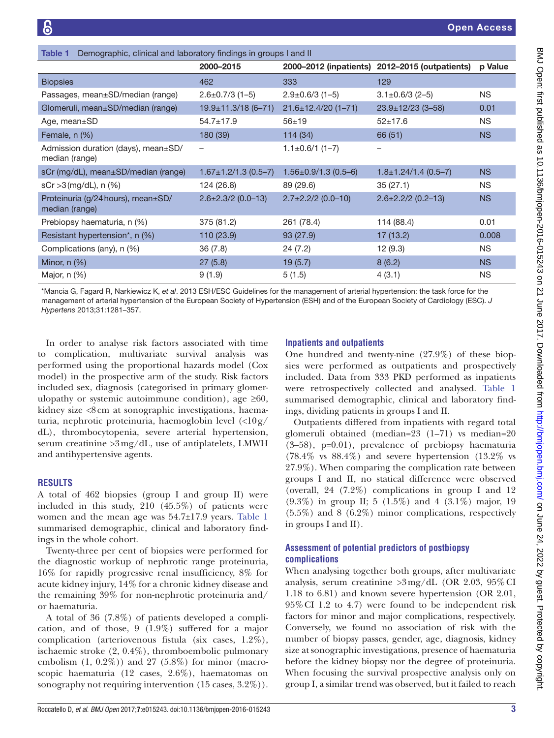Table 1 Demographic, clinical and laboratory findings in groups I and II

| | 2000–2015 | 2000–2012 (inpatients) | 2012–2015 (outpatients) | p Value |
|---|---|---|---|---|
| Biopsies | 462 | 333 | 129 | |
| Passages, mean±SD/median (range) | 2.6±0.7/3 (1–5) | 2.9±0.6/3 (1–5) | 3.1±0.6/3 (2–5) | NS |
| Glomeruli, mean±SD/median (range) | 19.9±11.3/18 (6–71) | 21.6±12.4/20 (1–71) | 23.9±12/23 (3–58) | 0.01 |
| Age, mean±SD | 54.7±17.9 | 56±19 | 52±17.6 | NS |
| Female, n (%) | 180 (39) | 114 (34) | 66 (51) | NS |
| Admission duration (days), mean±SD/median (range) | – | 1.1±0.6/1 (1–7) | – | |
| sCr (mg/dL), mean±SD/median (range) | 1.67±1.2/1.3 (0.5–7) | 1.56±0.9/1.3 (0.5–6) | 1.8±1.24/1.4 (0.5–7) | NS |
| sCr >3 (mg/dL), n (%) | 124 (26.8) | 89 (29.6) | 35 (27.1) | NS |
| Proteinuria (g/24 hours), mean±SD/median (range) | 2.6±2.3/2 (0.0–13) | 2.7±2.2/2 (0.0–10) | 2.6±2.2/2 (0.2–13) | NS |
| Prebiopsy haematuria, n (%) | 375 (81.2) | 261 (78.4) | 114 (88.4) | 0.01 |
| Resistant hypertension*, n (%) | 110 (23.9) | 93 (27.9) | 17 (13.2) | 0.008 |
| Complications (any), n (%) | 36 (7.8) | 24 (7.2) | 12 (9.3) | NS |
| Minor, n (%) | 27 (5.8) | 19 (5.7) | 8 (6.2) | NS |
| Major, n (%) | 9 (1.9) | 5 (1.5) | 4 (3.1) | NS |

*Mancia G, Fagard R, Narkiewicz K, *et al*. 2013 ESH/ESC Guidelines for the management of arterial hypertension: the task force for the management of arterial hypertension of the European Society of Hypertension (ESH) and of the European Society of Cardiology (ESC). *J Hypertens* 2013;31:1281–357.

In order to analyse risk factors associated with time to complication, multivariate survival analysis was performed using the proportional hazards model (Cox model) in the prospective arm of the study. Risk factors included sex, diagnosis (categorised in primary glomerulopathy or systemic autoimmune condition), age ≥60, kidney size <8 cm at sonographic investigations, haematuria, nephrotic proteinuria, haemoglobin level (<10 g/dL), thrombocytopenia, severe arterial hypertension, serum creatinine >3 mg/dL, use of antiplatelets, LMWH and antihypertensive agents.

## RESULTS

A total of 462 biopsies (group I and group II) were included in this study, 210 (45.5%) of patients were women and the mean age was 54.7±17.9 years. Table 1 summarised demographic, clinical and laboratory findings in the whole cohort.

Twenty-three per cent of biopsies were performed for the diagnostic workup of nephrotic range proteinuria, 16% for rapidly progressive renal insufficiency, 8% for acute kidney injury, 14% for a chronic kidney disease and the remaining 39% for non-nephrotic proteinuria and/or haematuria.

A total of 36 (7.8%) of patients developed a complication, and of those, 9 (1.9%) suffered for a major complication (arteriovenous fistula (six cases, 1.2%), ischaemic stroke (2, 0.4%), thromboembolic pulmonary embolism (1, 0.2%)) and 27 (5.8%) for minor (macroscopic haematuria (12 cases, 2.6%), haematomas on sonography not requiring intervention (15 cases, 3.2%)).

### Inpatients and outpatients

One hundred and twenty-nine (27.9%) of these biopsies were performed as outpatients and prospectively included. Data from 333 PKD performed as inpatients were retrospectively collected and analysed. Table 1 summarised demographic, clinical and laboratory findings, dividing patients in groups I and II.

Outpatients differed from inpatients with regard total glomeruli obtained (median=23 (1–71) vs median=20 (3–58), p=0.01), prevalence of prebiopsy haematuria (78.4% vs 88.4%) and severe hypertension (13.2% vs 27.9%). When comparing the complication rate between groups I and II, no statical difference were observed (overall, 24 (7.2%) complications in group I and 12 (9.3%) in group II; 5 (1.5%) and 4 (3.1%) major, 19 (5.5%) and 8 (6.2%) minor complications, respectively in groups I and II).

### Assessment of potential predictors of postbiopsy complications

When analysing together both groups, after multivariate analysis, serum creatinine >3 mg/dL (OR 2.03, 95% CI 1.18 to 6.81) and known severe hypertension (OR 2.01, 95% CI 1.2 to 4.7) were found to be independent risk factors for minor and major complications, respectively. Conversely, we found no association of risk with the number of biopsy passes, gender, age, diagnosis, kidney size at sonographic investigations, presence of haematuria before the kidney biopsy nor the degree of proteinuria. When focusing the survival prospective analysis only on group I, a similar trend was observed, but it failed to reach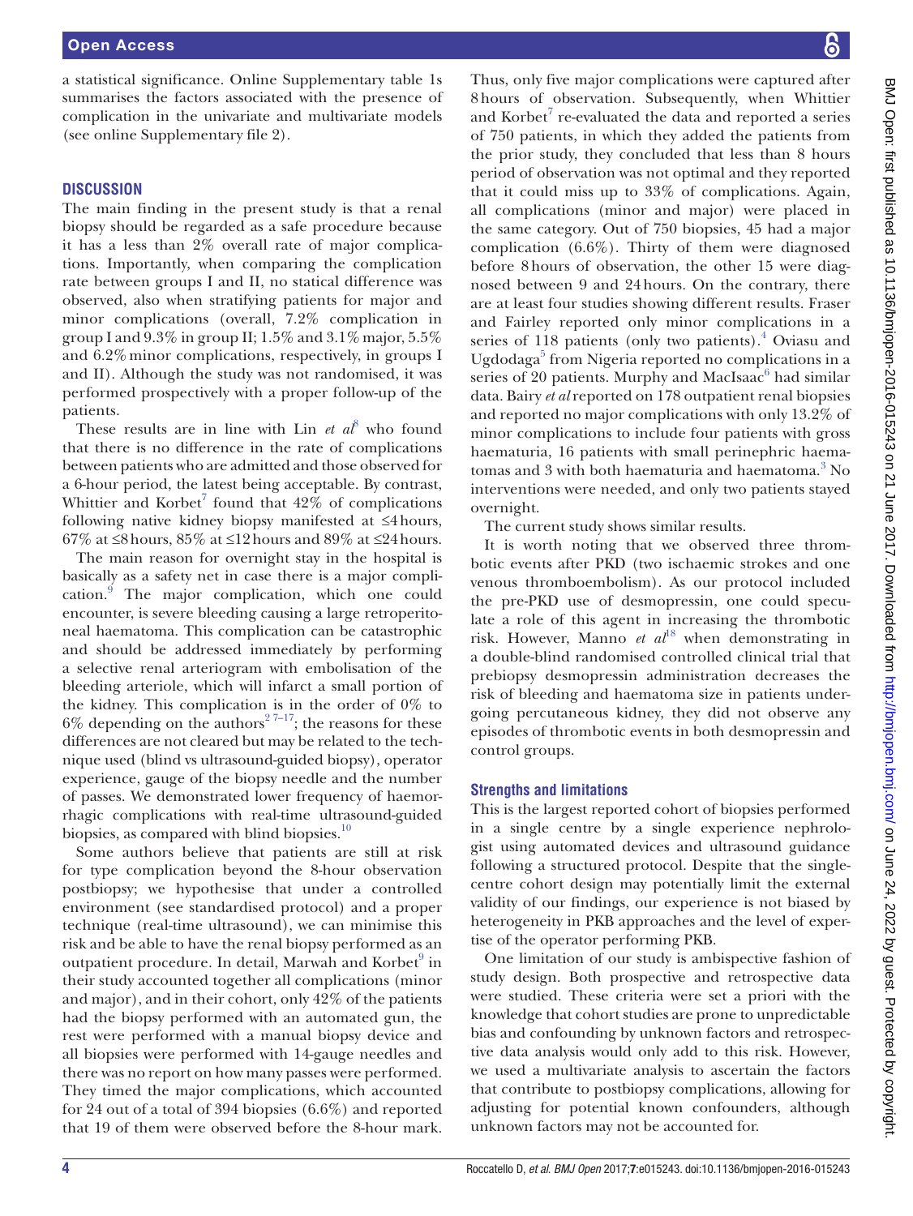a statistical significance. Online Supplementary table 1s summarises the factors associated with the presence of complication in the univariate and multivariate models (see online Supplementary file 2).

## Discussion

The main finding in the present study is that a renal biopsy should be regarded as a safe procedure because it has a less than 2% overall rate of major complications. Importantly, when comparing the complication rate between groups I and II, no statical difference was observed, also when stratifying patients for major and minor complications (overall, 7.2% complication in group I and 9.3% in group II; 1.5% and 3.1% major, 5.5% and 6.2% minor complications, respectively, in groups I and II). Although the study was not randomised, it was performed prospectively with a proper follow-up of the patients.

These results are in line with Lin *et al*[8] who found that there is no difference in the rate of complications between patients who are admitted and those observed for a 6-hour period, the latest being acceptable. By contrast, Whittier and Korbet[7] found that 42% of complications following native kidney biopsy manifested at ≤4 hours, 67% at ≤8 hours, 85% at ≤12 hours and 89% at ≤24 hours.

The main reason for overnight stay in the hospital is basically as a safety net in case there is a major complication.[9] The major complication, which one could encounter, is severe bleeding causing a large retroperitoneal haematoma. This complication can be catastrophic and should be addressed immediately by performing a selective renal arteriogram with embolisation of the bleeding arteriole, which will infarct a small portion of the kidney. This complication is in the order of 0% to 6% depending on the authors[2 7–17]; the reasons for these differences are not cleared but may be related to the technique used (blind vs ultrasound-guided biopsy), operator experience, gauge of the biopsy needle and the number of passes. We demonstrated lower frequency of haemorrhagic complications with real-time ultrasound-guided biopsies, as compared with blind biopsies.[10]

Some authors believe that patients are still at risk for type complication beyond the 8-hour observation postbiopsy; we hypothesise that under a controlled environment (see standardised protocol) and a proper technique (real-time ultrasound), we can minimise this risk and be able to have the renal biopsy performed as an outpatient procedure. In detail, Marwah and Korbet[9] in their study accounted together all complications (minor and major), and in their cohort, only 42% of the patients had the biopsy performed with an automated gun, the rest were performed with a manual biopsy device and all biopsies were performed with 14-gauge needles and there was no report on how many passes were performed. They timed the major complications, which accounted for 24 out of a total of 394 biopsies (6.6%) and reported that 19 of them were observed before the 8-hour mark. Thus, only five major complications were captured after 8 hours of observation. Subsequently, when Whittier and Korbet[7] re-evaluated the data and reported a series of 750 patients, in which they added the patients from the prior study, they concluded that less than 8 hours period of observation was not optimal and they reported that it could miss up to 33% of complications. Again, all complications (minor and major) were placed in the same category. Out of 750 biopsies, 45 had a major complication (6.6%). Thirty of them were diagnosed before 8 hours of observation, the other 15 were diagnosed between 9 and 24 hours. On the contrary, there are at least four studies showing different results. Fraser and Fairley reported only minor complications in a series of 118 patients (only two patients).[4] Oviasu and Ugdodaga[5] from Nigeria reported no complications in a series of 20 patients. Murphy and MacIsaac[6] had similar data. Bairy *et al* reported on 178 outpatient renal biopsies and reported no major complications with only 13.2% of minor complications to include four patients with gross haematuria, 16 patients with small perinephric haematomas and 3 with both haematuria and haematoma.[3] No interventions were needed, and only two patients stayed overnight.

The current study shows similar results.

It is worth noting that we observed three thrombotic events after PKD (two ischaemic strokes and one venous thromboembolism). As our protocol included the pre-PKD use of desmopressin, one could speculate a role of this agent in increasing the thrombotic risk. However, Manno *et al*[18] when demonstrating in a double-blind randomised controlled clinical trial that prebiopsy desmopressin administration decreases the risk of bleeding and haematoma size in patients undergoing percutaneous kidney, they did not observe any episodes of thrombotic events in both desmopressin and control groups.

### Strengths and limitations

This is the largest reported cohort of biopsies performed in a single centre by a single experience nephrologist using automated devices and ultrasound guidance following a structured protocol. Despite that the single-centre cohort design may potentially limit the external validity of our findings, our experience is not biased by heterogeneity in PKB approaches and the level of expertise of the operator performing PKB.

One limitation of our study is ambispective fashion of study design. Both prospective and retrospective data were studied. These criteria were set a priori with the knowledge that cohort studies are prone to unpredictable bias and confounding by unknown factors and retrospective data analysis would only add to this risk. However, we used a multivariate analysis to ascertain the factors that contribute to postbiopsy complications, allowing for adjusting for potential known confounders, although unknown factors may not be accounted for.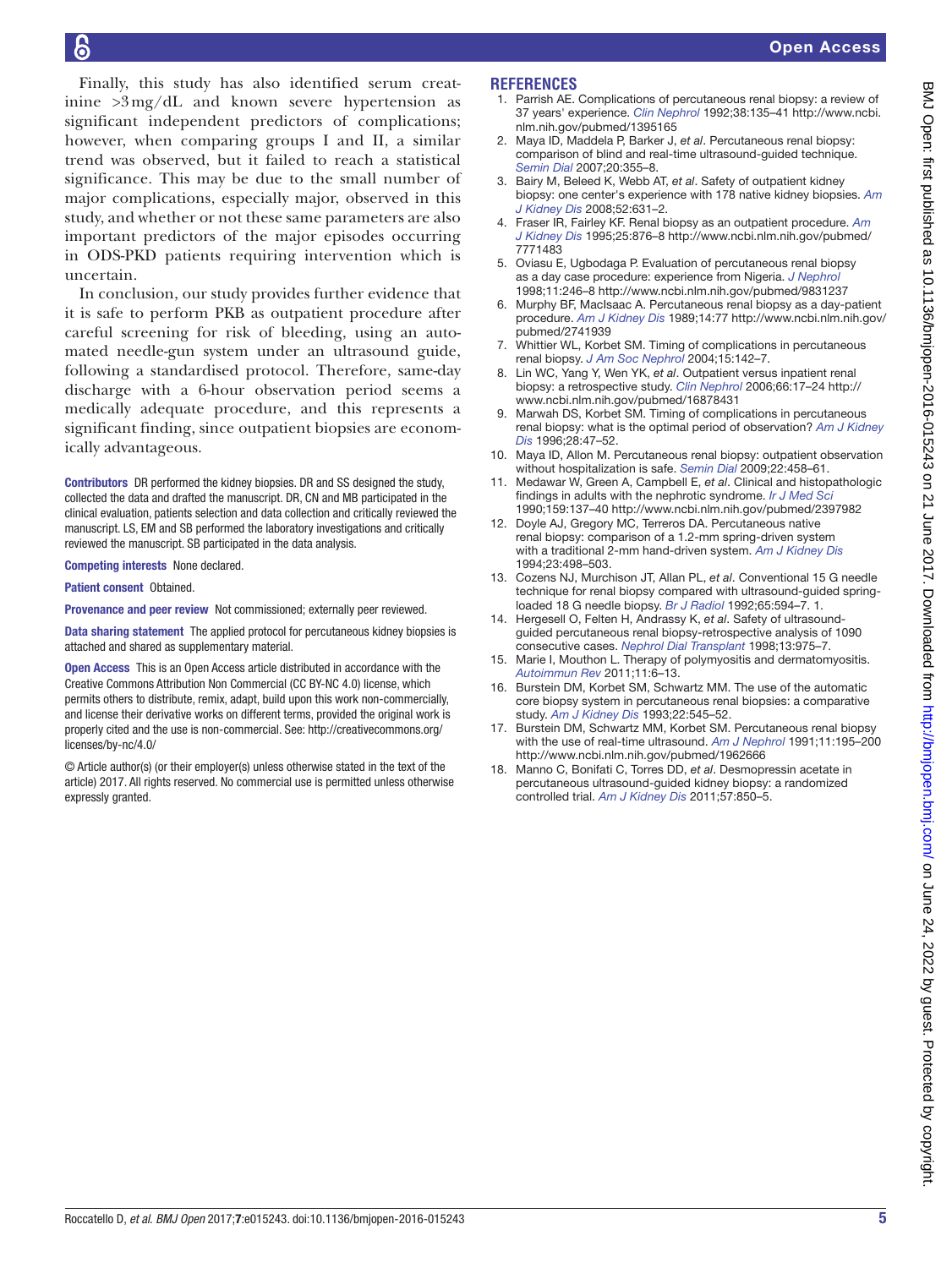Finally, this study has also identified serum creatinine >3 mg/dL and known severe hypertension as significant independent predictors of complications; however, when comparing groups I and II, a similar trend was observed, but it failed to reach a statistical significance. This may be due to the small number of major complications, especially major, observed in this study, and whether or not these same parameters are also important predictors of the major episodes occurring in ODS-PKD patients requiring intervention which is uncertain.

In conclusion, our study provides further evidence that it is safe to perform PKB as outpatient procedure after careful screening for risk of bleeding, using an automated needle-gun system under an ultrasound guide, following a standardised protocol. Therefore, same-day discharge with a 6-hour observation period seems a medically adequate procedure, and this represents a significant finding, since outpatient biopsies are economically advantageous.

**Contributors** DR performed the kidney biopsies. DR and SS designed the study, collected the data and drafted the manuscript. DR, CN and MB participated in the clinical evaluation, patients selection and data collection and critically reviewed the manuscript. LS, EM and SB performed the laboratory investigations and critically reviewed the manuscript. SB participated in the data analysis.

**Competing interests** None declared.

**Patient consent** Obtained.

**Provenance and peer review** Not commissioned; externally peer reviewed.

**Data sharing statement** The applied protocol for percutaneous kidney biopsies is attached and shared as supplementary material.

**Open Access** This is an Open Access article distributed in accordance with the Creative Commons Attribution Non Commercial (CC BY-NC 4.0) license, which permits others to distribute, remix, adapt, build upon this work non-commercially, and license their derivative works on different terms, provided the original work is properly cited and the use is non-commercial. See: http://creativecommons.org/licenses/by-nc/4.0/

© Article author(s) (or their employer(s) unless otherwise stated in the text of the article) 2017. All rights reserved. No commercial use is permitted unless otherwise expressly granted.

## References

1. Parrish AE. Complications of percutaneous renal biopsy: a review of 37 years' experience. *Clin Nephrol* 1992;38:135–41 http://www.ncbi.nlm.nih.gov/pubmed/1395165
2. Maya ID, Maddela P, Barker J, *et al*. Percutaneous renal biopsy: comparison of blind and real-time ultrasound-guided technique. *Semin Dial* 2007;20:355–8.
3. Bairy M, Beleed K, Webb AT, *et al*. Safety of outpatient kidney biopsy: one center's experience with 178 native kidney biopsies. *Am J Kidney Dis* 2008;52:631–2.
4. Fraser IR, Fairley KF. Renal biopsy as an outpatient procedure. *Am J Kidney Dis* 1995;25:876–8 http://www.ncbi.nlm.nih.gov/pubmed/7771483
5. Oviasu E, Ugbodaga P. Evaluation of percutaneous renal biopsy as a day case procedure: experience from Nigeria. *J Nephrol* 1998;11:246–8 http://www.ncbi.nlm.nih.gov/pubmed/9831237
6. Murphy BF, MacIsaac A. Percutaneous renal biopsy as a day-patient procedure. *Am J Kidney Dis* 1989;14:77 http://www.ncbi.nlm.nih.gov/pubmed/2741939
7. Whittier WL, Korbet SM. Timing of complications in percutaneous renal biopsy. *J Am Soc Nephrol* 2004;15:142–7.
8. Lin WC, Yang Y, Wen YK, *et al*. Outpatient versus inpatient renal biopsy: a retrospective study. *Clin Nephrol* 2006;66:17–24 http://www.ncbi.nlm.nih.gov/pubmed/16878431
9. Marwah DS, Korbet SM. Timing of complications in percutaneous renal biopsy: what is the optimal period of observation? *Am J Kidney Dis* 1996;28:47–52.
10. Maya ID, Allon M. Percutaneous renal biopsy: outpatient observation without hospitalization is safe. *Semin Dial* 2009;22:458–61.
11. Medawar W, Green A, Campbell E, *et al*. Clinical and histopathologic findings in adults with the nephrotic syndrome. *Ir J Med Sci* 1990;159:137–40 http://www.ncbi.nlm.nih.gov/pubmed/2397982
12. Doyle AJ, Gregory MC, Terreros DA. Percutaneous native renal biopsy: comparison of a 1.2-mm spring-driven system with a traditional 2-mm hand-driven system. *Am J Kidney Dis* 1994;23:498–503.
13. Cozens NJ, Murchison JT, Allan PL, *et al*. Conventional 15 G needle technique for renal biopsy compared with ultrasound-guided spring-loaded 18 G needle biopsy. *Br J Radiol* 1992;65:594–7. 1.
14. Hergesell O, Felten H, Andrassy K, *et al*. Safety of ultrasound-guided percutaneous renal biopsy-retrospective analysis of 1090 consecutive cases. *Nephrol Dial Transplant* 1998;13:975–7.
15. Marie I, Mouthon L. Therapy of polymyositis and dermatomyositis. *Autoimmun Rev* 2011;11:6–13.
16. Burstein DM, Korbet SM, Schwartz MM. The use of the automatic core biopsy system in percutaneous renal biopsies: a comparative study. *Am J Kidney Dis* 1993;22:545–52.
17. Burstein DM, Schwartz MM, Korbet SM. Percutaneous renal biopsy with the use of real-time ultrasound. *Am J Nephrol* 1991;11:195–200 http://www.ncbi.nlm.nih.gov/pubmed/1962666
18. Manno C, Bonifati C, Torres DD, *et al*. Desmopressin acetate in percutaneous ultrasound-guided kidney biopsy: a randomized controlled trial. *Am J Kidney Dis* 2011;57:850–5.